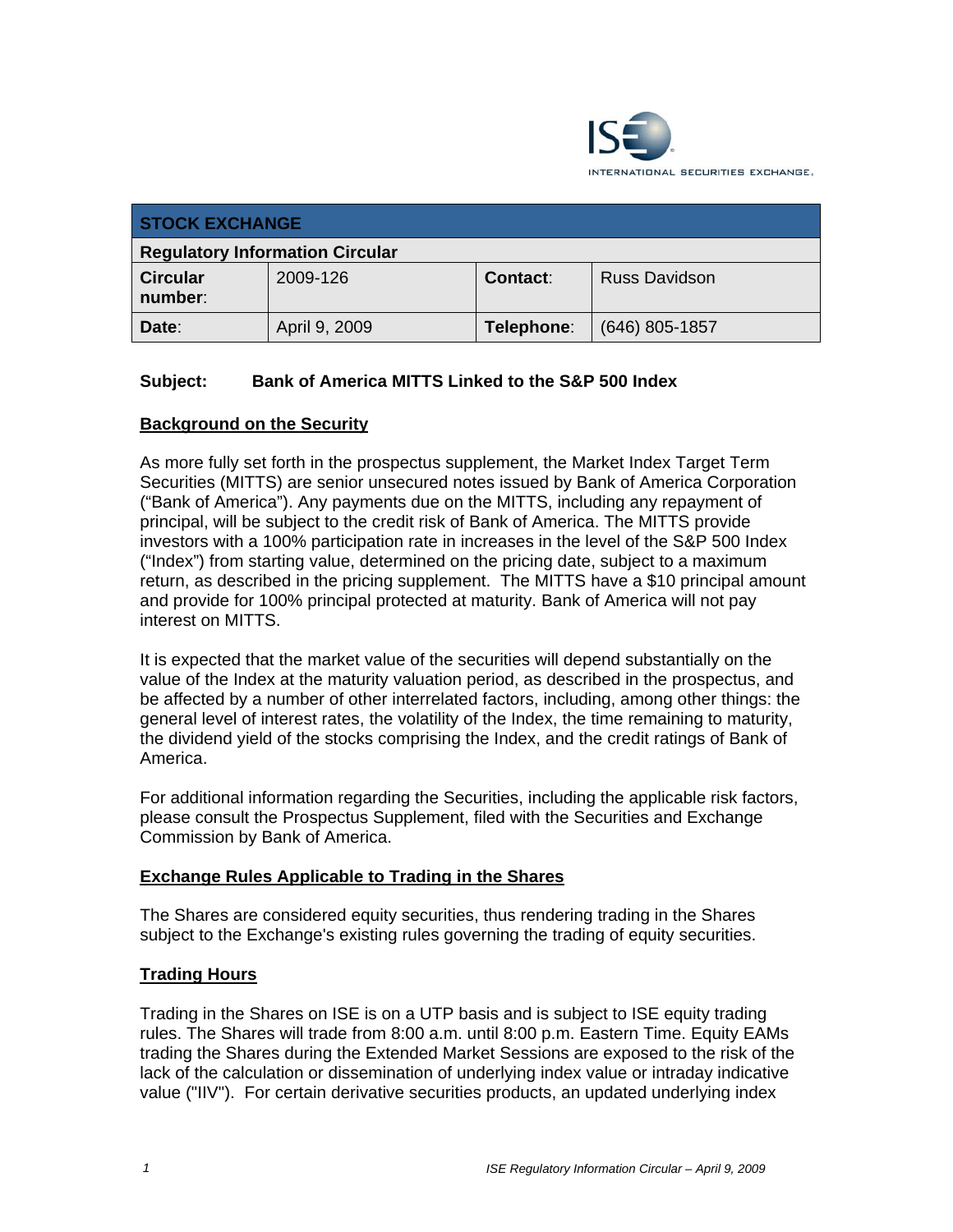ISE INTERNATIONAL SECURITIES EXCHANGE.

| STOCK EXCHANGE | | | |
|---|---|---|---|
| **Regulatory Information Circular** | | | |
| **Circular number**: | 2009-126 | **Contact**: | Russ Davidson |
| **Date**: | April 9, 2009 | **Telephone**: | (646) 805-1857 |

**Subject: Bank of America MITTS Linked to the S&P 500 Index**

## Background on the Security

As more fully set forth in the prospectus supplement, the Market Index Target Term Securities (MITTS) are senior unsecured notes issued by Bank of America Corporation ("Bank of America"). Any payments due on the MITTS, including any repayment of principal, will be subject to the credit risk of Bank of America. The MITTS provide investors with a 100% participation rate in increases in the level of the S&P 500 Index ("Index") from starting value, determined on the pricing date, subject to a maximum return, as described in the pricing supplement. The MITTS have a $10 principal amount and provide for 100% principal protected at maturity. Bank of America will not pay interest on MITTS.

It is expected that the market value of the securities will depend substantially on the value of the Index at the maturity valuation period, as described in the prospectus, and be affected by a number of other interrelated factors, including, among other things: the general level of interest rates, the volatility of the Index, the time remaining to maturity, the dividend yield of the stocks comprising the Index, and the credit ratings of Bank of America.

For additional information regarding the Securities, including the applicable risk factors, please consult the Prospectus Supplement, filed with the Securities and Exchange Commission by Bank of America.

## Exchange Rules Applicable to Trading in the Shares

The Shares are considered equity securities, thus rendering trading in the Shares subject to the Exchange's existing rules governing the trading of equity securities.

## Trading Hours

Trading in the Shares on ISE is on a UTP basis and is subject to ISE equity trading rules. The Shares will trade from 8:00 a.m. until 8:00 p.m. Eastern Time. Equity EAMs trading the Shares during the Extended Market Sessions are exposed to the risk of the lack of the calculation or dissemination of underlying index value or intraday indicative value ("IIV"). For certain derivative securities products, an updated underlying index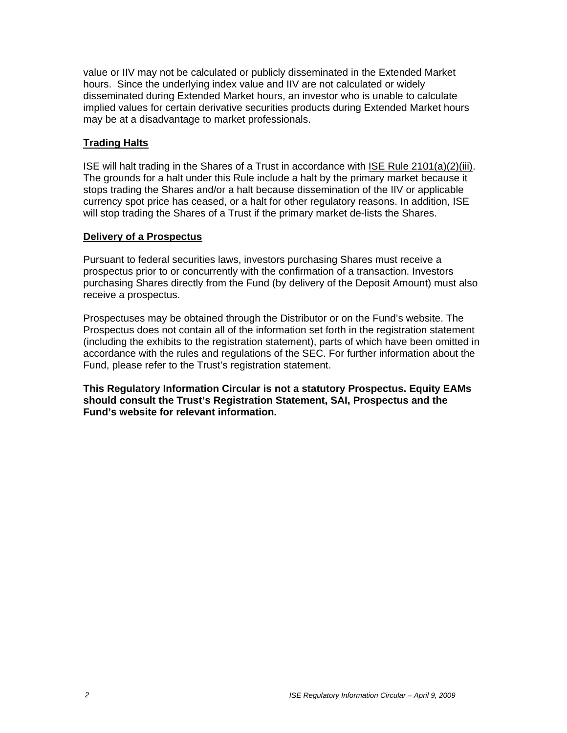value or IIV may not be calculated or publicly disseminated in the Extended Market hours. Since the underlying index value and IIV are not calculated or widely disseminated during Extended Market hours, an investor who is unable to calculate implied values for certain derivative securities products during Extended Market hours may be at a disadvantage to market professionals.

**Trading Halts**

ISE will halt trading in the Shares of a Trust in accordance with ISE Rule 2101(a)(2)(iii). The grounds for a halt under this Rule include a halt by the primary market because it stops trading the Shares and/or a halt because dissemination of the IIV or applicable currency spot price has ceased, or a halt for other regulatory reasons. In addition, ISE will stop trading the Shares of a Trust if the primary market de-lists the Shares.

**Delivery of a Prospectus**

Pursuant to federal securities laws, investors purchasing Shares must receive a prospectus prior to or concurrently with the confirmation of a transaction. Investors purchasing Shares directly from the Fund (by delivery of the Deposit Amount) must also receive a prospectus.

Prospectuses may be obtained through the Distributor or on the Fund's website. The Prospectus does not contain all of the information set forth in the registration statement (including the exhibits to the registration statement), parts of which have been omitted in accordance with the rules and regulations of the SEC. For further information about the Fund, please refer to the Trust's registration statement.

**This Regulatory Information Circular is not a statutory Prospectus. Equity EAMs should consult the Trust's Registration Statement, SAI, Prospectus and the Fund's website for relevant information.**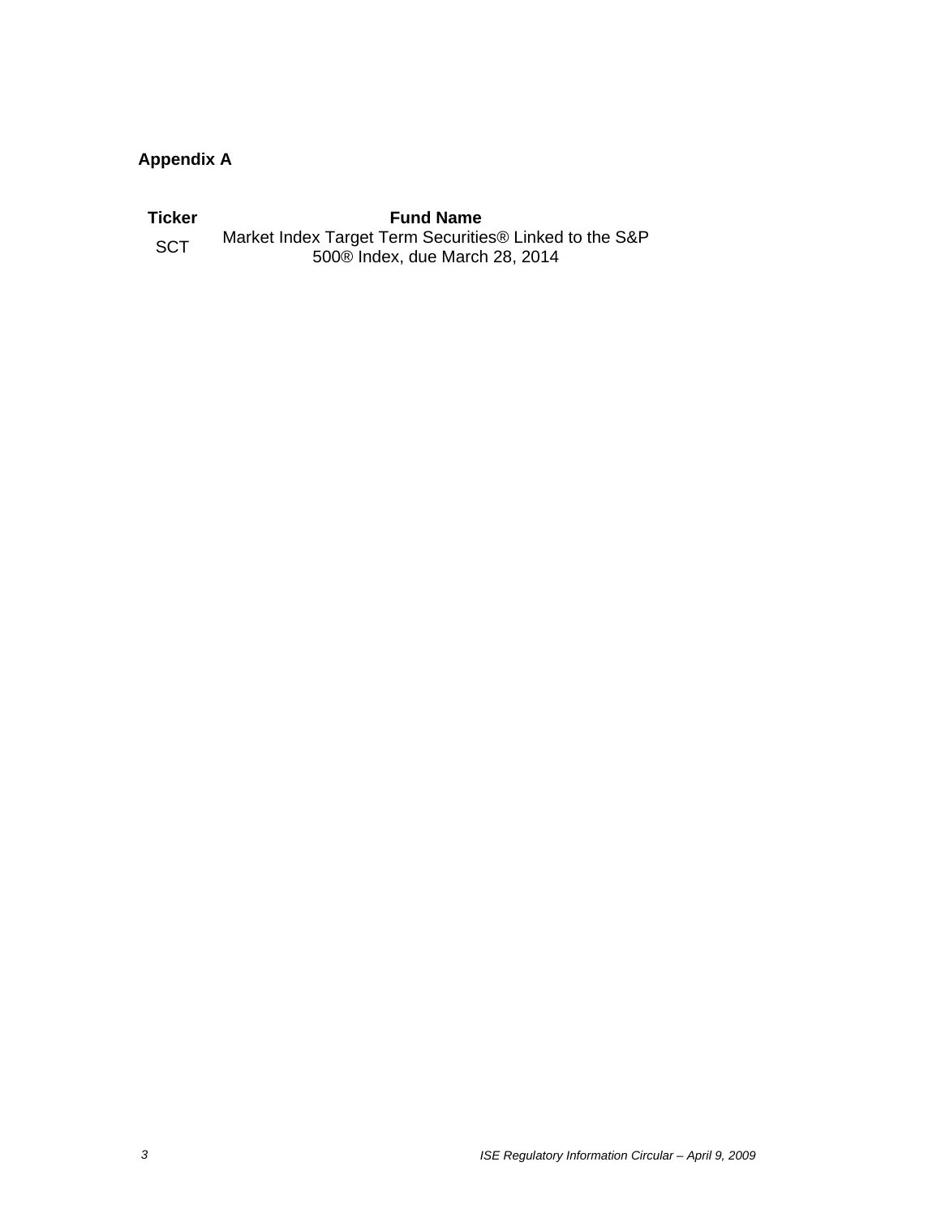**Appendix A**

| Ticker | Fund Name |
|---|---|
| SCT | Market Index Target Term Securities® Linked to the S&P 500® Index, due March 28, 2014 |